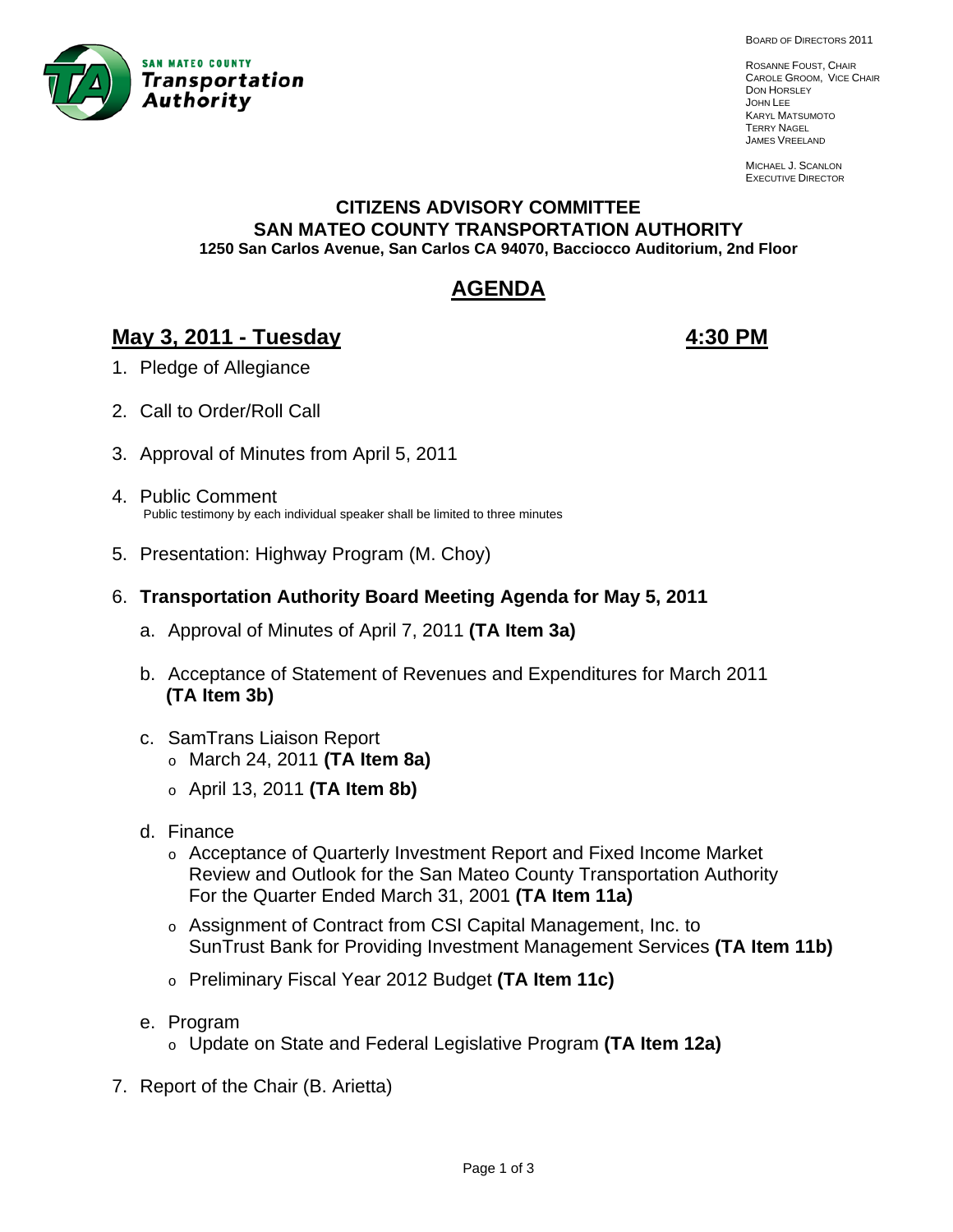SAN MATEO COUNTY
**Transportation Authority**

BOARD OF DIRECTORS 2011

ROSANNE FOUST, CHAIR
CAROLE GROOM, VICE CHAIR
DON HORSLEY
JOHN LEE
KARYL MATSUMOTO
TERRY NAGEL
JAMES VREELAND

MICHAEL J. SCANLON
EXECUTIVE DIRECTOR

**CITIZENS ADVISORY COMMITTEE**
**SAN MATEO COUNTY TRANSPORTATION AUTHORITY**
**1250 San Carlos Avenue, San Carlos CA 94070, Bacciocco Auditorium, 2nd Floor**

# AGENDA

## May 3, 2011 - Tuesday — 4:30 PM

1. Pledge of Allegiance

2. Call to Order/Roll Call

3. Approval of Minutes from April 5, 2011

4. Public Comment
   Public testimony by each individual speaker shall be limited to three minutes

5. Presentation: Highway Program (M. Choy)

6. **Transportation Authority Board Meeting Agenda for May 5, 2011**

   a. Approval of Minutes of April 7, 2011 **(TA Item 3a)**

   b. Acceptance of Statement of Revenues and Expenditures for March 2011 **(TA Item 3b)**

   c. SamTrans Liaison Report
      - March 24, 2011 **(TA Item 8a)**
      - April 13, 2011 **(TA Item 8b)**

   d. Finance
      - Acceptance of Quarterly Investment Report and Fixed Income Market Review and Outlook for the San Mateo County Transportation Authority For the Quarter Ended March 31, 2001 **(TA Item 11a)**
      - Assignment of Contract from CSI Capital Management, Inc. to SunTrust Bank for Providing Investment Management Services **(TA Item 11b)**
      - Preliminary Fiscal Year 2012 Budget **(TA Item 11c)**

   e. Program
      - Update on State and Federal Legislative Program **(TA Item 12a)**

7. Report of the Chair (B. Arietta)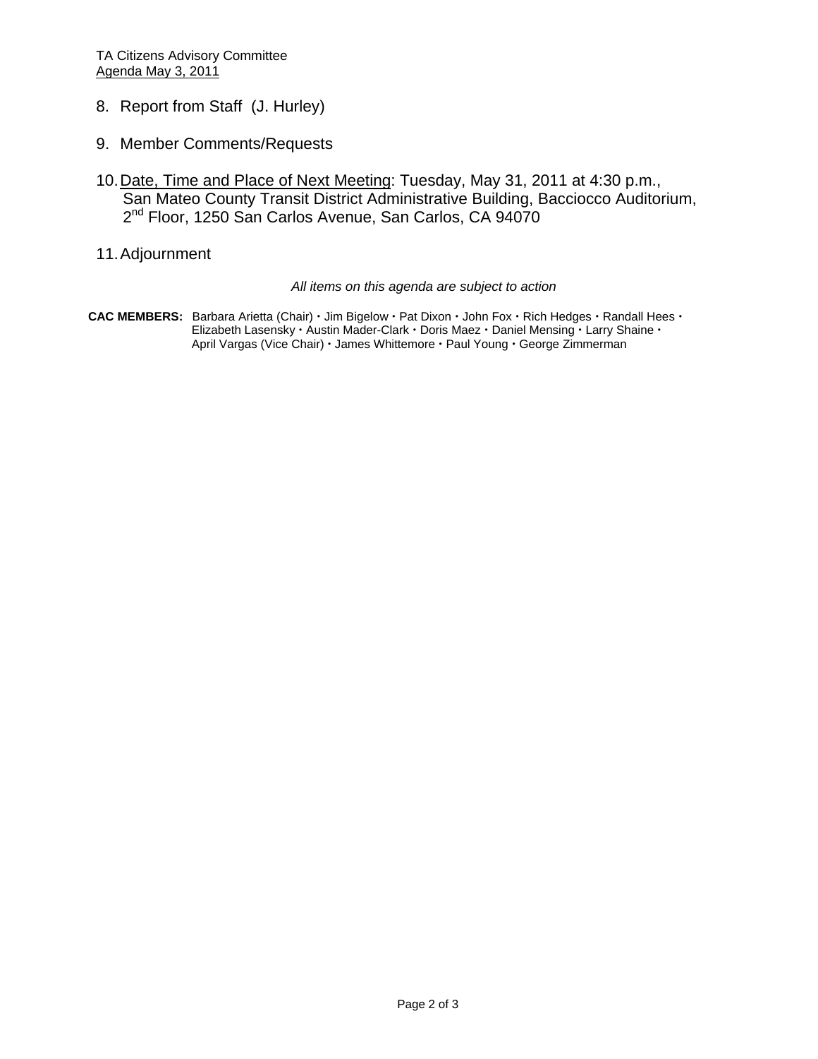8. Report from Staff (J. Hurley)

9. Member Comments/Requests

10. Date, Time and Place of Next Meeting: Tuesday, May 31, 2011 at 4:30 p.m., San Mateo County Transit District Administrative Building, Bacciocco Auditorium, 2nd Floor, 1250 San Carlos Avenue, San Carlos, CA 94070

11. Adjournment

*All items on this agenda are subject to action*

**CAC MEMBERS:** Barbara Arietta (Chair) • Jim Bigelow • Pat Dixon • John Fox • Rich Hedges • Randall Hees • Elizabeth Lasensky • Austin Mader-Clark • Doris Maez • Daniel Mensing • Larry Shaine • April Vargas (Vice Chair) • James Whittemore • Paul Young • George Zimmerman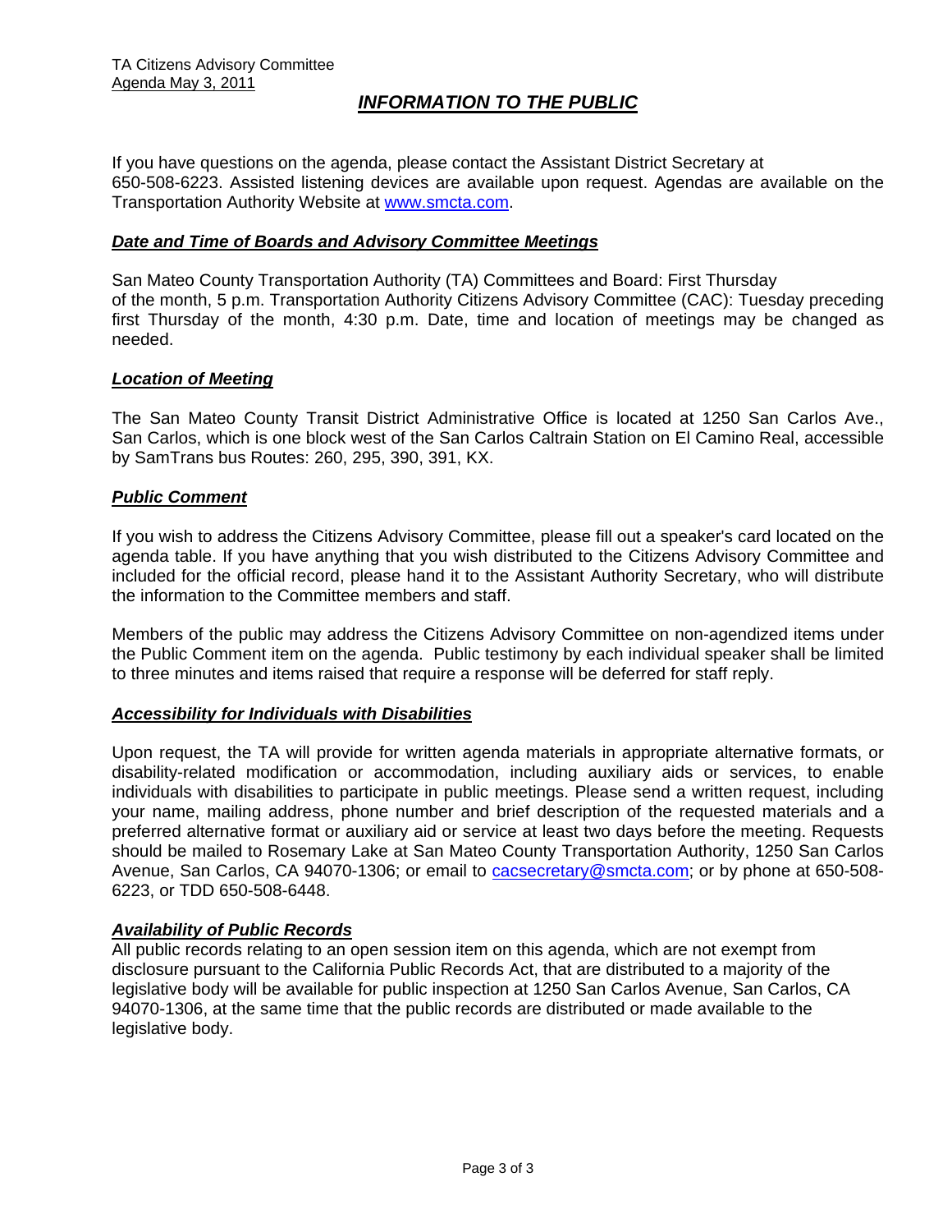TA Citizens Advisory Committee
Agenda May 3, 2011

# *INFORMATION TO THE PUBLIC*

If you have questions on the agenda, please contact the Assistant District Secretary at 650-508-6223. Assisted listening devices are available upon request. Agendas are available on the Transportation Authority Website at www.smcta.com.

### *Date and Time of Boards and Advisory Committee Meetings*

San Mateo County Transportation Authority (TA) Committees and Board: First Thursday of the month, 5 p.m. Transportation Authority Citizens Advisory Committee (CAC): Tuesday preceding first Thursday of the month, 4:30 p.m. Date, time and location of meetings may be changed as needed.

### *Location of Meeting*

The San Mateo County Transit District Administrative Office is located at 1250 San Carlos Ave., San Carlos, which is one block west of the San Carlos Caltrain Station on El Camino Real, accessible by SamTrans bus Routes: 260, 295, 390, 391, KX.

### *Public Comment*

If you wish to address the Citizens Advisory Committee, please fill out a speaker's card located on the agenda table. If you have anything that you wish distributed to the Citizens Advisory Committee and included for the official record, please hand it to the Assistant Authority Secretary, who will distribute the information to the Committee members and staff.

Members of the public may address the Citizens Advisory Committee on non-agendized items under the Public Comment item on the agenda. Public testimony by each individual speaker shall be limited to three minutes and items raised that require a response will be deferred for staff reply.

### *Accessibility for Individuals with Disabilities*

Upon request, the TA will provide for written agenda materials in appropriate alternative formats, or disability-related modification or accommodation, including auxiliary aids or services, to enable individuals with disabilities to participate in public meetings. Please send a written request, including your name, mailing address, phone number and brief description of the requested materials and a preferred alternative format or auxiliary aid or service at least two days before the meeting. Requests should be mailed to Rosemary Lake at San Mateo County Transportation Authority, 1250 San Carlos Avenue, San Carlos, CA 94070-1306; or email to cacsecretary@smcta.com; or by phone at 650-508-6223, or TDD 650-508-6448.

### *Availability of Public Records*

All public records relating to an open session item on this agenda, which are not exempt from disclosure pursuant to the California Public Records Act, that are distributed to a majority of the legislative body will be available for public inspection at 1250 San Carlos Avenue, San Carlos, CA 94070-1306, at the same time that the public records are distributed or made available to the legislative body.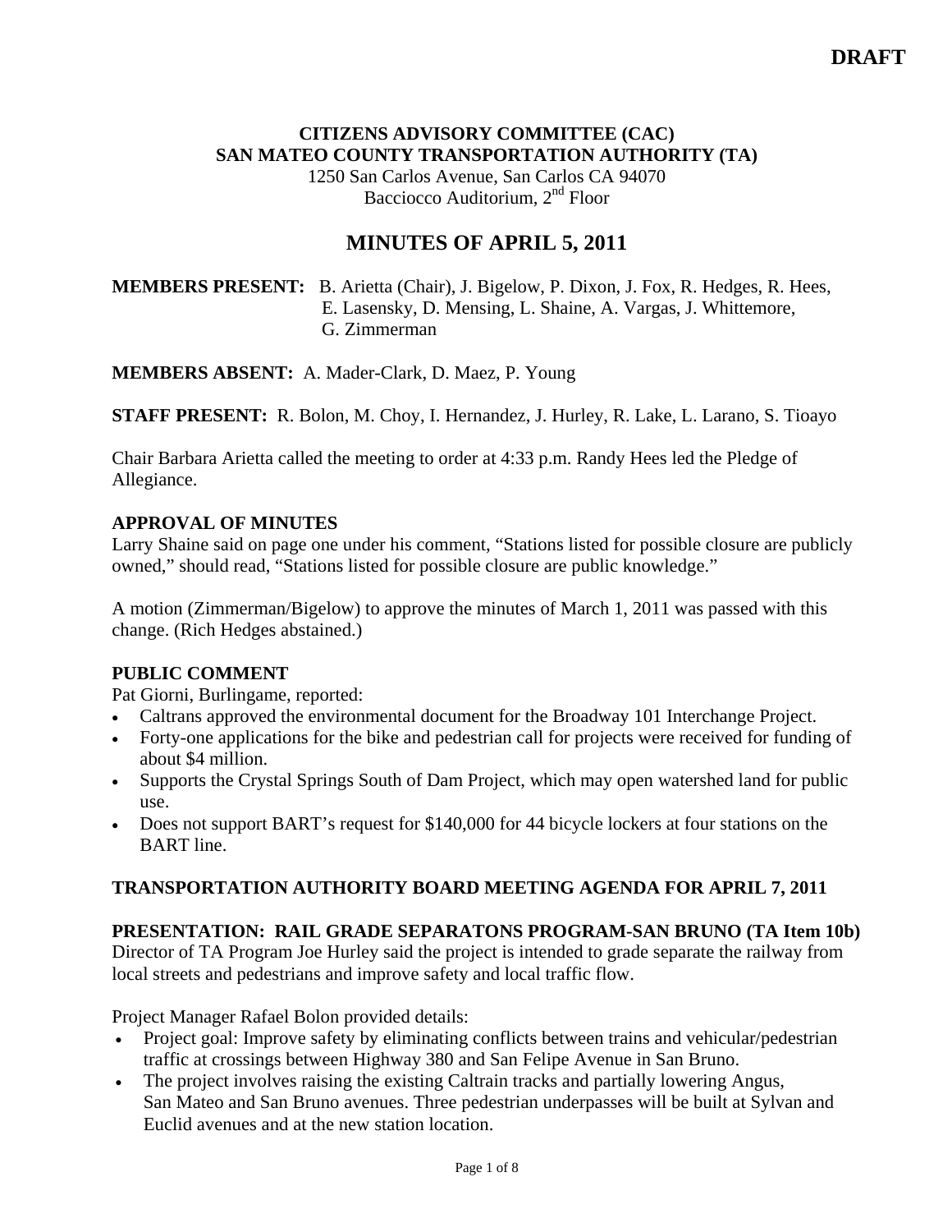DRAFT

**CITIZENS ADVISORY COMMITTEE (CAC)**
**SAN MATEO COUNTY TRANSPORTATION AUTHORITY (TA)**
1250 San Carlos Avenue, San Carlos CA 94070
Bacciocco Auditorium, 2nd Floor

# MINUTES OF APRIL 5, 2011

**MEMBERS PRESENT:** B. Arietta (Chair), J. Bigelow, P. Dixon, J. Fox, R. Hedges, R. Hees, E. Lasensky, D. Mensing, L. Shaine, A. Vargas, J. Whittemore, G. Zimmerman

**MEMBERS ABSENT:** A. Mader-Clark, D. Maez, P. Young

**STAFF PRESENT:** R. Bolon, M. Choy, I. Hernandez, J. Hurley, R. Lake, L. Larano, S. Tioayo

Chair Barbara Arietta called the meeting to order at 4:33 p.m. Randy Hees led the Pledge of Allegiance.

**APPROVAL OF MINUTES**
Larry Shaine said on page one under his comment, "Stations listed for possible closure are publicly owned," should read, "Stations listed for possible closure are public knowledge."

A motion (Zimmerman/Bigelow) to approve the minutes of March 1, 2011 was passed with this change. (Rich Hedges abstained.)

**PUBLIC COMMENT**
Pat Giorni, Burlingame, reported:

- Caltrans approved the environmental document for the Broadway 101 Interchange Project.
- Forty-one applications for the bike and pedestrian call for projects were received for funding of about $4 million.
- Supports the Crystal Springs South of Dam Project, which may open watershed land for public use.
- Does not support BART's request for $140,000 for 44 bicycle lockers at four stations on the BART line.

**TRANSPORTATION AUTHORITY BOARD MEETING AGENDA FOR APRIL 7, 2011**

**PRESENTATION: RAIL GRADE SEPARATONS PROGRAM-SAN BRUNO (TA Item 10b)**
Director of TA Program Joe Hurley said the project is intended to grade separate the railway from local streets and pedestrians and improve safety and local traffic flow.

Project Manager Rafael Bolon provided details:

- Project goal: Improve safety by eliminating conflicts between trains and vehicular/pedestrian traffic at crossings between Highway 380 and San Felipe Avenue in San Bruno.
- The project involves raising the existing Caltrain tracks and partially lowering Angus, San Mateo and San Bruno avenues. Three pedestrian underpasses will be built at Sylvan and Euclid avenues and at the new station location.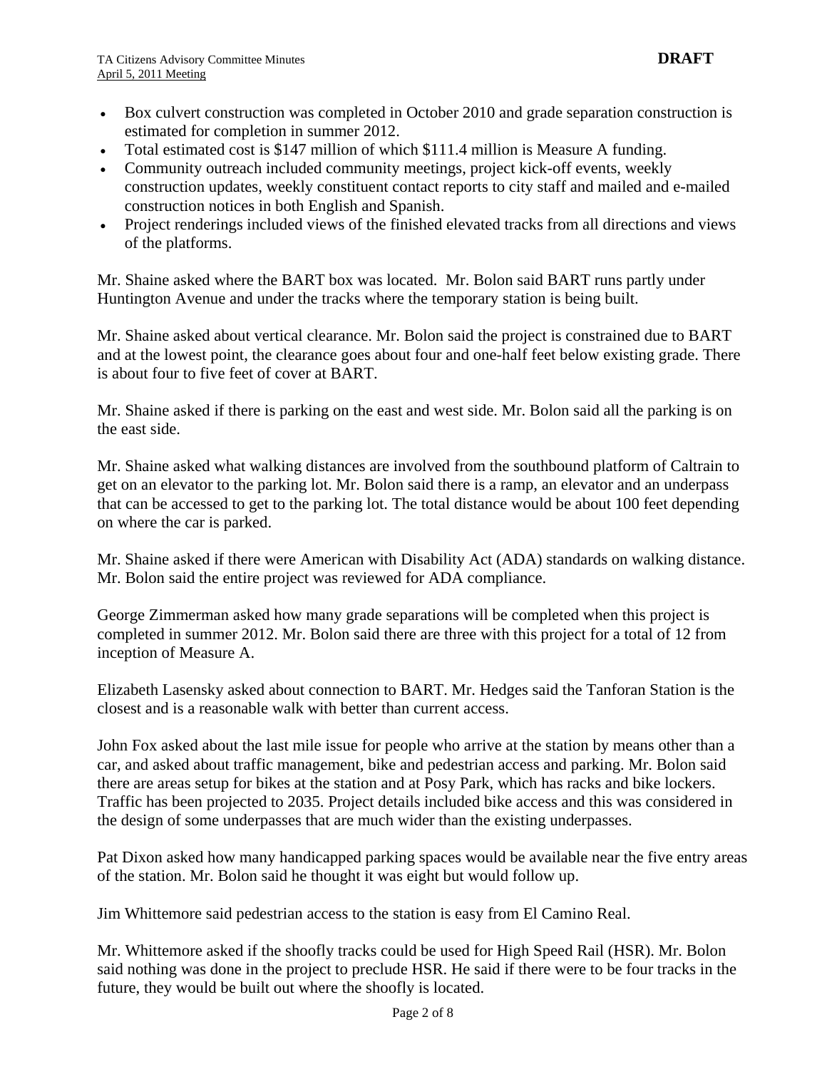- Box culvert construction was completed in October 2010 and grade separation construction is estimated for completion in summer 2012.
- Total estimated cost is $147 million of which $111.4 million is Measure A funding.
- Community outreach included community meetings, project kick-off events, weekly construction updates, weekly constituent contact reports to city staff and mailed and e-mailed construction notices in both English and Spanish.
- Project renderings included views of the finished elevated tracks from all directions and views of the platforms.

Mr. Shaine asked where the BART box was located. Mr. Bolon said BART runs partly under Huntington Avenue and under the tracks where the temporary station is being built.

Mr. Shaine asked about vertical clearance. Mr. Bolon said the project is constrained due to BART and at the lowest point, the clearance goes about four and one-half feet below existing grade. There is about four to five feet of cover at BART.

Mr. Shaine asked if there is parking on the east and west side. Mr. Bolon said all the parking is on the east side.

Mr. Shaine asked what walking distances are involved from the southbound platform of Caltrain to get on an elevator to the parking lot. Mr. Bolon said there is a ramp, an elevator and an underpass that can be accessed to get to the parking lot. The total distance would be about 100 feet depending on where the car is parked.

Mr. Shaine asked if there were American with Disability Act (ADA) standards on walking distance. Mr. Bolon said the entire project was reviewed for ADA compliance.

George Zimmerman asked how many grade separations will be completed when this project is completed in summer 2012. Mr. Bolon said there are three with this project for a total of 12 from inception of Measure A.

Elizabeth Lasensky asked about connection to BART. Mr. Hedges said the Tanforan Station is the closest and is a reasonable walk with better than current access.

John Fox asked about the last mile issue for people who arrive at the station by means other than a car, and asked about traffic management, bike and pedestrian access and parking. Mr. Bolon said there are areas setup for bikes at the station and at Posy Park, which has racks and bike lockers. Traffic has been projected to 2035. Project details included bike access and this was considered in the design of some underpasses that are much wider than the existing underpasses.

Pat Dixon asked how many handicapped parking spaces would be available near the five entry areas of the station. Mr. Bolon said he thought it was eight but would follow up.

Jim Whittemore said pedestrian access to the station is easy from El Camino Real.

Mr. Whittemore asked if the shoofly tracks could be used for High Speed Rail (HSR). Mr. Bolon said nothing was done in the project to preclude HSR. He said if there were to be four tracks in the future, they would be built out where the shoofly is located.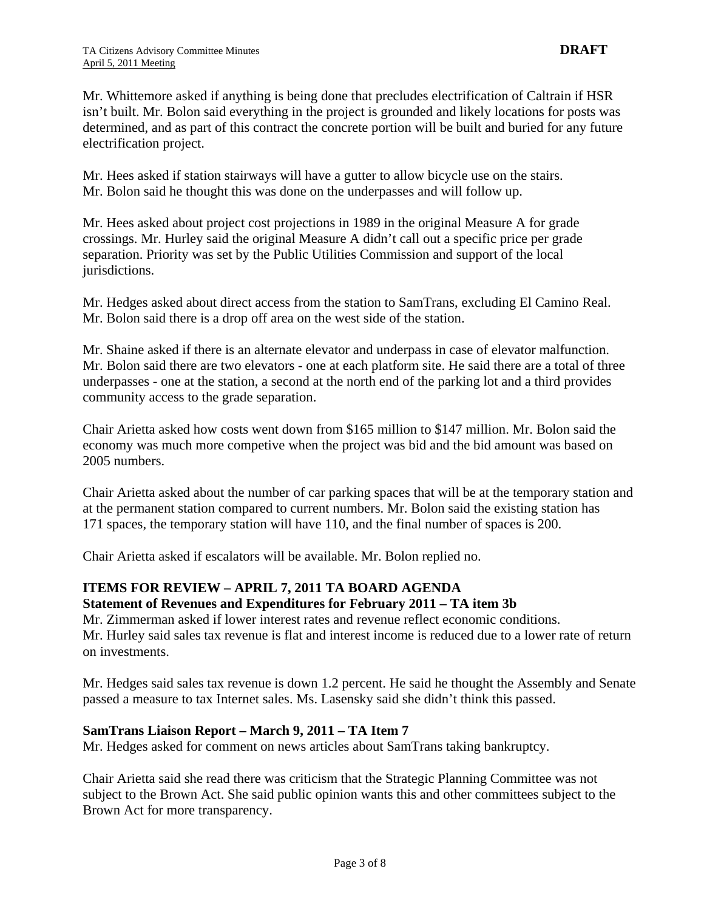Mr. Whittemore asked if anything is being done that precludes electrification of Caltrain if HSR isn't built. Mr. Bolon said everything in the project is grounded and likely locations for posts was determined, and as part of this contract the concrete portion will be built and buried for any future electrification project.

Mr. Hees asked if station stairways will have a gutter to allow bicycle use on the stairs. Mr. Bolon said he thought this was done on the underpasses and will follow up.

Mr. Hees asked about project cost projections in 1989 in the original Measure A for grade crossings. Mr. Hurley said the original Measure A didn't call out a specific price per grade separation. Priority was set by the Public Utilities Commission and support of the local jurisdictions.

Mr. Hedges asked about direct access from the station to SamTrans, excluding El Camino Real. Mr. Bolon said there is a drop off area on the west side of the station.

Mr. Shaine asked if there is an alternate elevator and underpass in case of elevator malfunction. Mr. Bolon said there are two elevators - one at each platform site. He said there are a total of three underpasses - one at the station, a second at the north end of the parking lot and a third provides community access to the grade separation.

Chair Arietta asked how costs went down from $165 million to $147 million. Mr. Bolon said the economy was much more competive when the project was bid and the bid amount was based on 2005 numbers.

Chair Arietta asked about the number of car parking spaces that will be at the temporary station and at the permanent station compared to current numbers. Mr. Bolon said the existing station has 171 spaces, the temporary station will have 110, and the final number of spaces is 200.

Chair Arietta asked if escalators will be available. Mr. Bolon replied no.

**ITEMS FOR REVIEW – APRIL 7, 2011 TA BOARD AGENDA**

**Statement of Revenues and Expenditures for February 2011 – TA item 3b**

Mr. Zimmerman asked if lower interest rates and revenue reflect economic conditions. Mr. Hurley said sales tax revenue is flat and interest income is reduced due to a lower rate of return on investments.

Mr. Hedges said sales tax revenue is down 1.2 percent. He said he thought the Assembly and Senate passed a measure to tax Internet sales. Ms. Lasensky said she didn't think this passed.

**SamTrans Liaison Report – March 9, 2011 – TA Item 7**

Mr. Hedges asked for comment on news articles about SamTrans taking bankruptcy.

Chair Arietta said she read there was criticism that the Strategic Planning Committee was not subject to the Brown Act. She said public opinion wants this and other committees subject to the Brown Act for more transparency.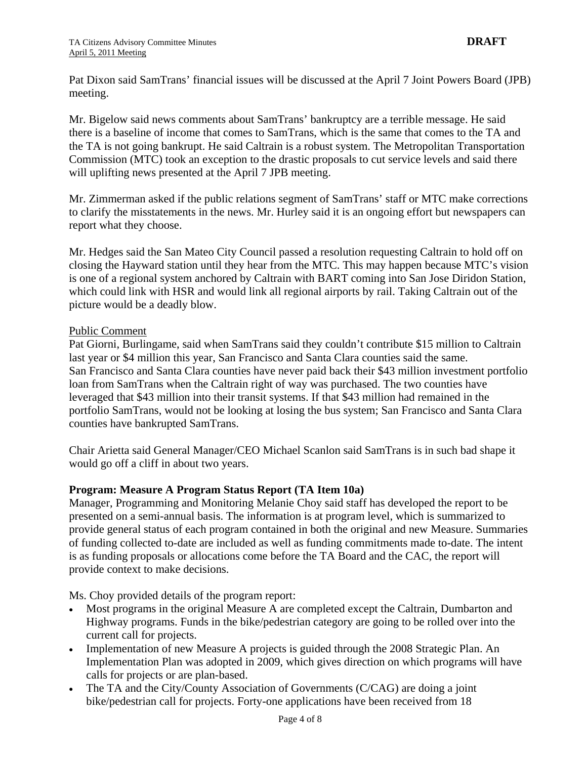Pat Dixon said SamTrans' financial issues will be discussed at the April 7 Joint Powers Board (JPB) meeting.

Mr. Bigelow said news comments about SamTrans' bankruptcy are a terrible message. He said there is a baseline of income that comes to SamTrans, which is the same that comes to the TA and the TA is not going bankrupt. He said Caltrain is a robust system. The Metropolitan Transportation Commission (MTC) took an exception to the drastic proposals to cut service levels and said there will uplifting news presented at the April 7 JPB meeting.

Mr. Zimmerman asked if the public relations segment of SamTrans' staff or MTC make corrections to clarify the misstatements in the news. Mr. Hurley said it is an ongoing effort but newspapers can report what they choose.

Mr. Hedges said the San Mateo City Council passed a resolution requesting Caltrain to hold off on closing the Hayward station until they hear from the MTC. This may happen because MTC's vision is one of a regional system anchored by Caltrain with BART coming into San Jose Diridon Station, which could link with HSR and would link all regional airports by rail. Taking Caltrain out of the picture would be a deadly blow.

Public Comment

Pat Giorni, Burlingame, said when SamTrans said they couldn't contribute $15 million to Caltrain last year or $4 million this year, San Francisco and Santa Clara counties said the same. San Francisco and Santa Clara counties have never paid back their $43 million investment portfolio loan from SamTrans when the Caltrain right of way was purchased. The two counties have leveraged that $43 million into their transit systems. If that $43 million had remained in the portfolio SamTrans, would not be looking at losing the bus system; San Francisco and Santa Clara counties have bankrupted SamTrans.

Chair Arietta said General Manager/CEO Michael Scanlon said SamTrans is in such bad shape it would go off a cliff in about two years.

**Program: Measure A Program Status Report (TA Item 10a)**

Manager, Programming and Monitoring Melanie Choy said staff has developed the report to be presented on a semi-annual basis. The information is at program level, which is summarized to provide general status of each program contained in both the original and new Measure. Summaries of funding collected to-date are included as well as funding commitments made to-date. The intent is as funding proposals or allocations come before the TA Board and the CAC, the report will provide context to make decisions.

Ms. Choy provided details of the program report:

- Most programs in the original Measure A are completed except the Caltrain, Dumbarton and Highway programs. Funds in the bike/pedestrian category are going to be rolled over into the current call for projects.
- Implementation of new Measure A projects is guided through the 2008 Strategic Plan. An Implementation Plan was adopted in 2009, which gives direction on which programs will have calls for projects or are plan-based.
- The TA and the City/County Association of Governments (C/CAG) are doing a joint bike/pedestrian call for projects. Forty-one applications have been received from 18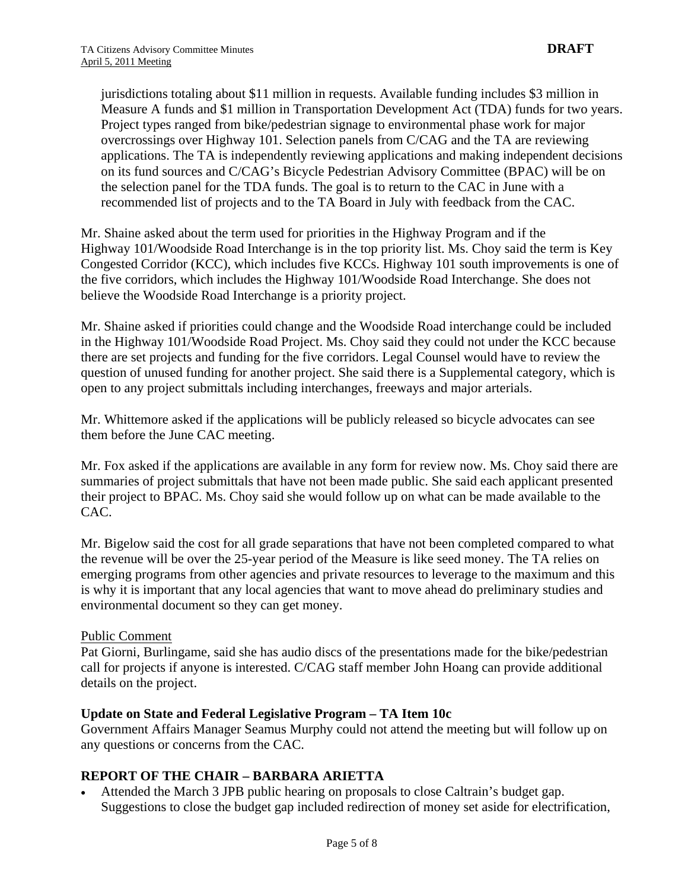jurisdictions totaling about $11 million in requests. Available funding includes $3 million in Measure A funds and $1 million in Transportation Development Act (TDA) funds for two years. Project types ranged from bike/pedestrian signage to environmental phase work for major overcrossings over Highway 101. Selection panels from C/CAG and the TA are reviewing applications. The TA is independently reviewing applications and making independent decisions on its fund sources and C/CAG's Bicycle Pedestrian Advisory Committee (BPAC) will be on the selection panel for the TDA funds. The goal is to return to the CAC in June with a recommended list of projects and to the TA Board in July with feedback from the CAC.

Mr. Shaine asked about the term used for priorities in the Highway Program and if the Highway 101/Woodside Road Interchange is in the top priority list. Ms. Choy said the term is Key Congested Corridor (KCC), which includes five KCCs. Highway 101 south improvements is one of the five corridors, which includes the Highway 101/Woodside Road Interchange. She does not believe the Woodside Road Interchange is a priority project.

Mr. Shaine asked if priorities could change and the Woodside Road interchange could be included in the Highway 101/Woodside Road Project. Ms. Choy said they could not under the KCC because there are set projects and funding for the five corridors. Legal Counsel would have to review the question of unused funding for another project. She said there is a Supplemental category, which is open to any project submittals including interchanges, freeways and major arterials.

Mr. Whittemore asked if the applications will be publicly released so bicycle advocates can see them before the June CAC meeting.

Mr. Fox asked if the applications are available in any form for review now. Ms. Choy said there are summaries of project submittals that have not been made public. She said each applicant presented their project to BPAC. Ms. Choy said she would follow up on what can be made available to the CAC.

Mr. Bigelow said the cost for all grade separations that have not been completed compared to what the revenue will be over the 25-year period of the Measure is like seed money. The TA relies on emerging programs from other agencies and private resources to leverage to the maximum and this is why it is important that any local agencies that want to move ahead do preliminary studies and environmental document so they can get money.

Public Comment

Pat Giorni, Burlingame, said she has audio discs of the presentations made for the bike/pedestrian call for projects if anyone is interested. C/CAG staff member John Hoang can provide additional details on the project.

**Update on State and Federal Legislative Program – TA Item 10c**

Government Affairs Manager Seamus Murphy could not attend the meeting but will follow up on any questions or concerns from the CAC.

**REPORT OF THE CHAIR – BARBARA ARIETTA**

- Attended the March 3 JPB public hearing on proposals to close Caltrain's budget gap. Suggestions to close the budget gap included redirection of money set aside for electrification,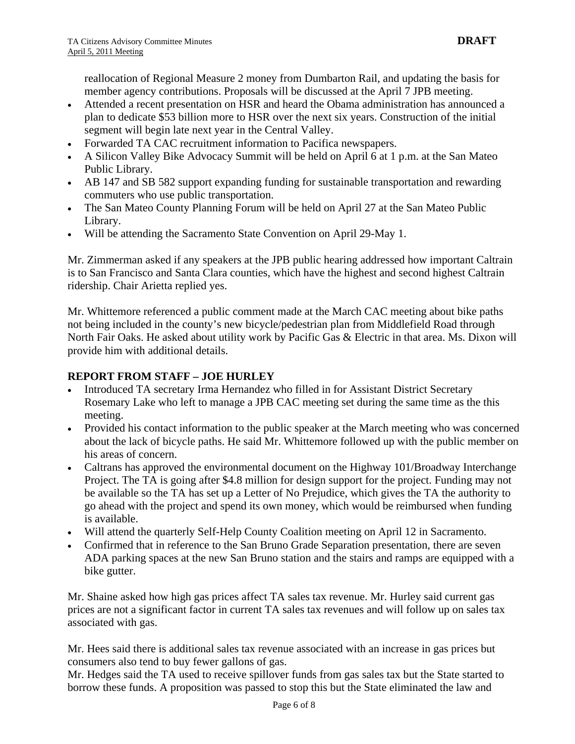reallocation of Regional Measure 2 money from Dumbarton Rail, and updating the basis for member agency contributions. Proposals will be discussed at the April 7 JPB meeting.

- Attended a recent presentation on HSR and heard the Obama administration has announced a plan to dedicate $53 billion more to HSR over the next six years. Construction of the initial segment will begin late next year in the Central Valley.
- Forwarded TA CAC recruitment information to Pacifica newspapers.
- A Silicon Valley Bike Advocacy Summit will be held on April 6 at 1 p.m. at the San Mateo Public Library.
- AB 147 and SB 582 support expanding funding for sustainable transportation and rewarding commuters who use public transportation.
- The San Mateo County Planning Forum will be held on April 27 at the San Mateo Public Library.
- Will be attending the Sacramento State Convention on April 29-May 1.

Mr. Zimmerman asked if any speakers at the JPB public hearing addressed how important Caltrain is to San Francisco and Santa Clara counties, which have the highest and second highest Caltrain ridership. Chair Arietta replied yes.

Mr. Whittemore referenced a public comment made at the March CAC meeting about bike paths not being included in the county's new bicycle/pedestrian plan from Middlefield Road through North Fair Oaks. He asked about utility work by Pacific Gas & Electric in that area. Ms. Dixon will provide him with additional details.

## REPORT FROM STAFF – JOE HURLEY

- Introduced TA secretary Irma Hernandez who filled in for Assistant District Secretary Rosemary Lake who left to manage a JPB CAC meeting set during the same time as the this meeting.
- Provided his contact information to the public speaker at the March meeting who was concerned about the lack of bicycle paths. He said Mr. Whittemore followed up with the public member on his areas of concern.
- Caltrans has approved the environmental document on the Highway 101/Broadway Interchange Project. The TA is going after $4.8 million for design support for the project. Funding may not be available so the TA has set up a Letter of No Prejudice, which gives the TA the authority to go ahead with the project and spend its own money, which would be reimbursed when funding is available.
- Will attend the quarterly Self-Help County Coalition meeting on April 12 in Sacramento.
- Confirmed that in reference to the San Bruno Grade Separation presentation, there are seven ADA parking spaces at the new San Bruno station and the stairs and ramps are equipped with a bike gutter.

Mr. Shaine asked how high gas prices affect TA sales tax revenue. Mr. Hurley said current gas prices are not a significant factor in current TA sales tax revenues and will follow up on sales tax associated with gas.

Mr. Hees said there is additional sales tax revenue associated with an increase in gas prices but consumers also tend to buy fewer gallons of gas.

Mr. Hedges said the TA used to receive spillover funds from gas sales tax but the State started to borrow these funds. A proposition was passed to stop this but the State eliminated the law and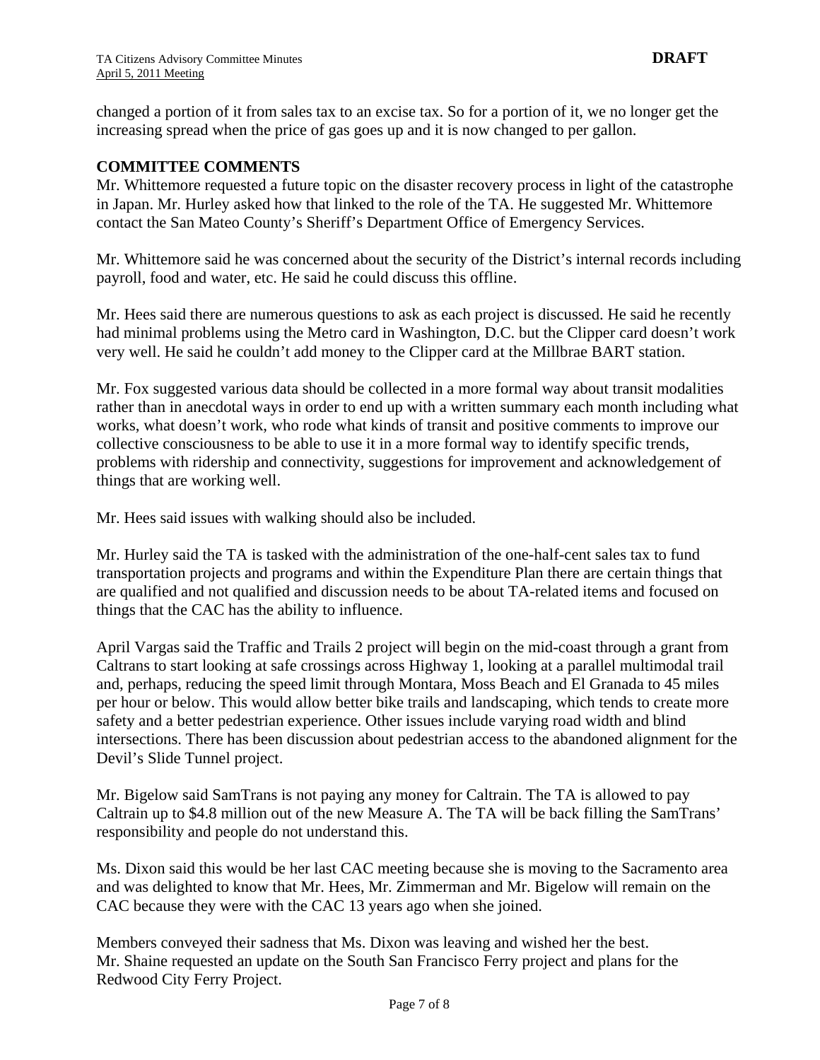changed a portion of it from sales tax to an excise tax. So for a portion of it, we no longer get the increasing spread when the price of gas goes up and it is now changed to per gallon.

**COMMITTEE COMMENTS**

Mr. Whittemore requested a future topic on the disaster recovery process in light of the catastrophe in Japan. Mr. Hurley asked how that linked to the role of the TA. He suggested Mr. Whittemore contact the San Mateo County's Sheriff's Department Office of Emergency Services.

Mr. Whittemore said he was concerned about the security of the District's internal records including payroll, food and water, etc. He said he could discuss this offline.

Mr. Hees said there are numerous questions to ask as each project is discussed. He said he recently had minimal problems using the Metro card in Washington, D.C. but the Clipper card doesn't work very well. He said he couldn't add money to the Clipper card at the Millbrae BART station.

Mr. Fox suggested various data should be collected in a more formal way about transit modalities rather than in anecdotal ways in order to end up with a written summary each month including what works, what doesn't work, who rode what kinds of transit and positive comments to improve our collective consciousness to be able to use it in a more formal way to identify specific trends, problems with ridership and connectivity, suggestions for improvement and acknowledgement of things that are working well.

Mr. Hees said issues with walking should also be included.

Mr. Hurley said the TA is tasked with the administration of the one-half-cent sales tax to fund transportation projects and programs and within the Expenditure Plan there are certain things that are qualified and not qualified and discussion needs to be about TA-related items and focused on things that the CAC has the ability to influence.

April Vargas said the Traffic and Trails 2 project will begin on the mid-coast through a grant from Caltrans to start looking at safe crossings across Highway 1, looking at a parallel multimodal trail and, perhaps, reducing the speed limit through Montara, Moss Beach and El Granada to 45 miles per hour or below. This would allow better bike trails and landscaping, which tends to create more safety and a better pedestrian experience. Other issues include varying road width and blind intersections. There has been discussion about pedestrian access to the abandoned alignment for the Devil's Slide Tunnel project.

Mr. Bigelow said SamTrans is not paying any money for Caltrain. The TA is allowed to pay Caltrain up to $4.8 million out of the new Measure A. The TA will be back filling the SamTrans' responsibility and people do not understand this.

Ms. Dixon said this would be her last CAC meeting because she is moving to the Sacramento area and was delighted to know that Mr. Hees, Mr. Zimmerman and Mr. Bigelow will remain on the CAC because they were with the CAC 13 years ago when she joined.

Members conveyed their sadness that Ms. Dixon was leaving and wished her the best.
Mr. Shaine requested an update on the South San Francisco Ferry project and plans for the Redwood City Ferry Project.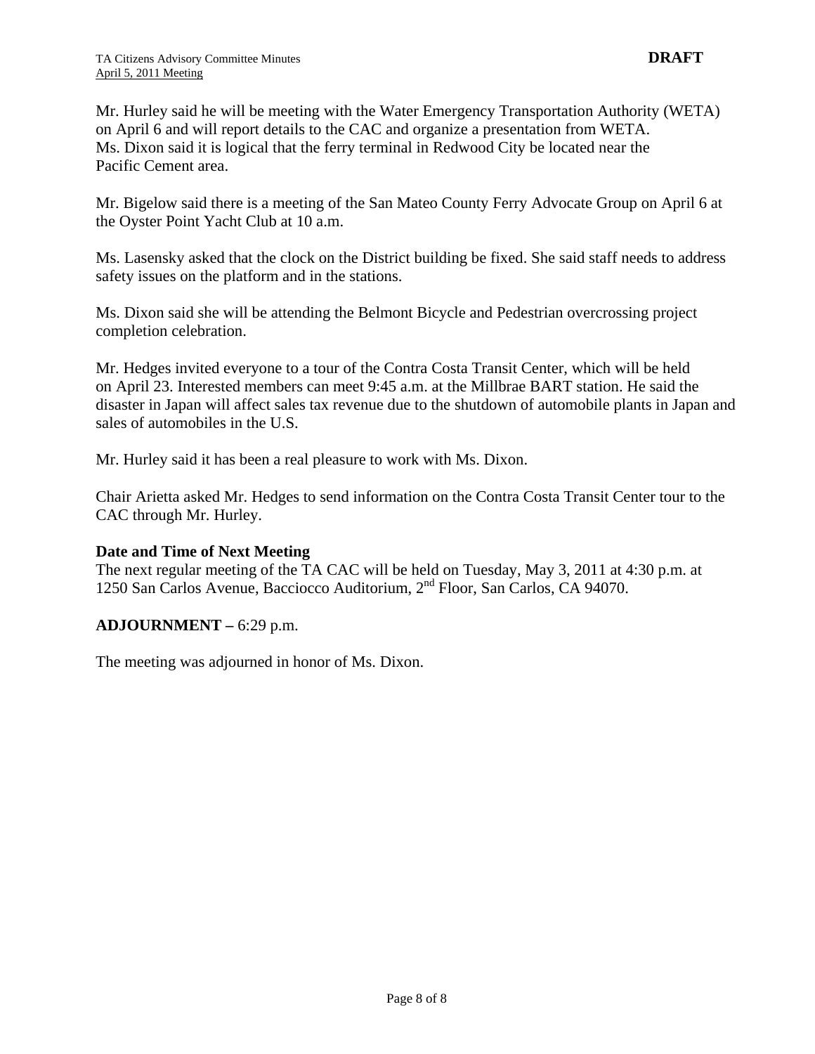Mr. Hurley said he will be meeting with the Water Emergency Transportation Authority (WETA) on April 6 and will report details to the CAC and organize a presentation from WETA. Ms. Dixon said it is logical that the ferry terminal in Redwood City be located near the Pacific Cement area.

Mr. Bigelow said there is a meeting of the San Mateo County Ferry Advocate Group on April 6 at the Oyster Point Yacht Club at 10 a.m.

Ms. Lasensky asked that the clock on the District building be fixed. She said staff needs to address safety issues on the platform and in the stations.

Ms. Dixon said she will be attending the Belmont Bicycle and Pedestrian overcrossing project completion celebration.

Mr. Hedges invited everyone to a tour of the Contra Costa Transit Center, which will be held on April 23. Interested members can meet 9:45 a.m. at the Millbrae BART station. He said the disaster in Japan will affect sales tax revenue due to the shutdown of automobile plants in Japan and sales of automobiles in the U.S.

Mr. Hurley said it has been a real pleasure to work with Ms. Dixon.

Chair Arietta asked Mr. Hedges to send information on the Contra Costa Transit Center tour to the CAC through Mr. Hurley.

**Date and Time of Next Meeting**

The next regular meeting of the TA CAC will be held on Tuesday, May 3, 2011 at 4:30 p.m. at 1250 San Carlos Avenue, Bacciocco Auditorium, 2nd Floor, San Carlos, CA 94070.

**ADJOURNMENT –** 6:29 p.m.

The meeting was adjourned in honor of Ms. Dixon.